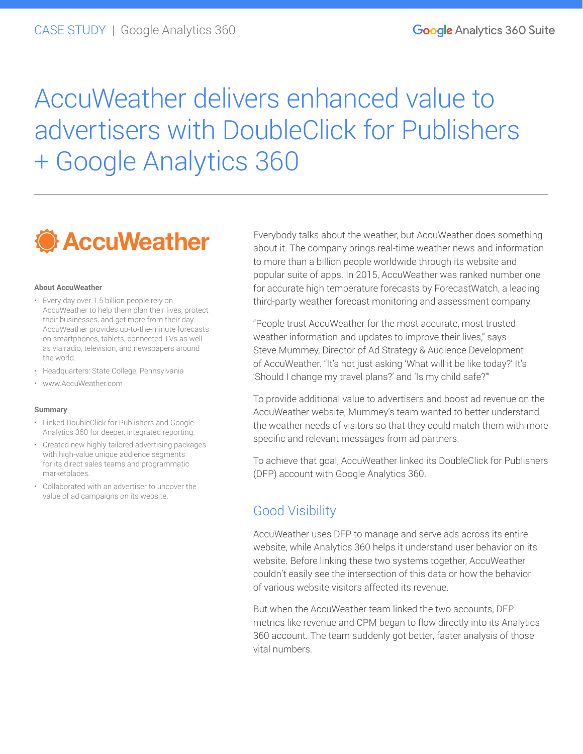CASE STUDY | Google Analytics 360

# AccuWeather delivers enhanced value to advertisers with DoubleClick for Publishers + Google Analytics 360

AccuWeather

**About AccuWeather**

- Every day over 1.5 billion people rely on AccuWeather to help them plan their lives, protect their businesses, and get more from their day. AccuWeather provides up-to-the-minute forecasts on smartphones, tablets, connected TVs as well as via radio, television, and newspapers around the world.
- Headquarters: State College, Pennsylvania
- www.AccuWeather.com

**Summary**

- Linked DoubleClick for Publishers and Google Analytics 360 for deeper, integrated reporting.
- Created new highly tailored advertising packages with high-value unique audience segments for its direct sales teams and programmatic marketplaces.
- Collaborated with an advertiser to uncover the value of ad campaigns on its website.

Everybody talks about the weather, but AccuWeather does something about it. The company brings real-time weather news and information to more than a billion people worldwide through its website and popular suite of apps. In 2015, AccuWeather was ranked number one for accurate high temperature forecasts by ForecastWatch, a leading third-party weather forecast monitoring and assessment company.

"People trust AccuWeather for the most accurate, most trusted weather information and updates to improve their lives," says Steve Mummey, Director of Ad Strategy & Audience Development of AccuWeather. "It's not just asking 'What will it be like today?' It's 'Should I change my travel plans?' and 'Is my child safe?'"

To provide additional value to advertisers and boost ad revenue on the AccuWeather website, Mummey's team wanted to better understand the weather needs of visitors so that they could match them with more specific and relevant messages from ad partners.

To achieve that goal, AccuWeather linked its DoubleClick for Publishers (DFP) account with Google Analytics 360.

## Good Visibility

AccuWeather uses DFP to manage and serve ads across its entire website, while Analytics 360 helps it understand user behavior on its website. Before linking these two systems together, AccuWeather couldn't easily see the intersection of this data or how the behavior of various website visitors affected its revenue.

But when the AccuWeather team linked the two accounts, DFP metrics like revenue and CPM began to flow directly into its Analytics 360 account. The team suddenly got better, faster analysis of those vital numbers.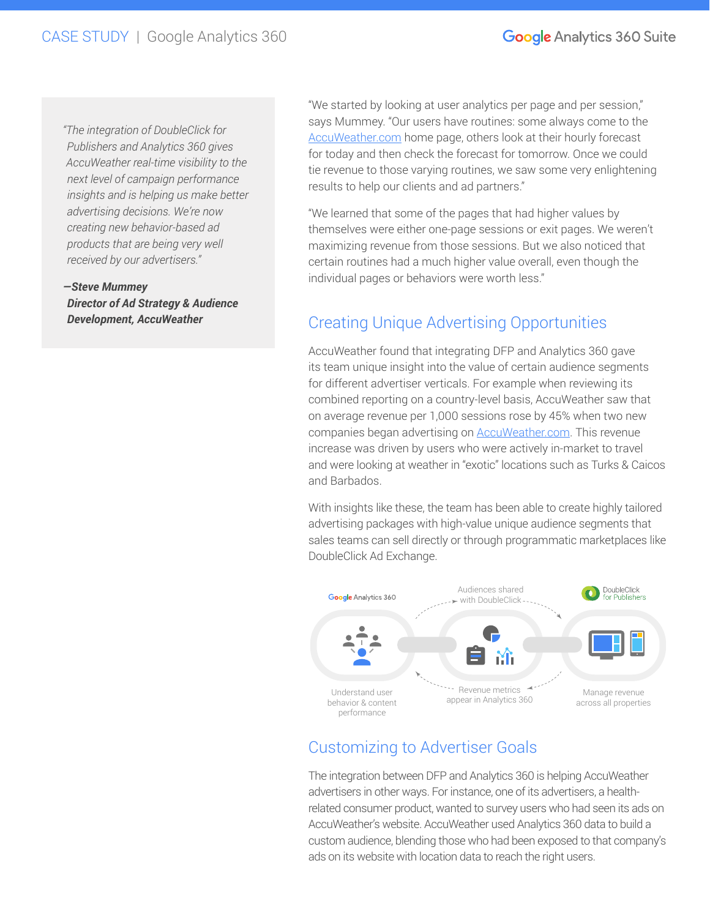> *"The integration of DoubleClick for Publishers and Analytics 360 gives AccuWeather real-time visibility to the next level of campaign performance insights and is helping us make better advertising decisions. We're now creating new behavior-based ad products that are being very well received by our advertisers."*
>
> ***—Steve Mummey***
> ***Director of Ad Strategy & Audience Development, AccuWeather***

"We started by looking at user analytics per page and per session," says Mummey. "Our users have routines: some always come to the AccuWeather.com home page, others look at their hourly forecast for today and then check the forecast for tomorrow. Once we could tie revenue to those varying routines, we saw some very enlightening results to help our clients and ad partners."

"We learned that some of the pages that had higher values by themselves were either one-page sessions or exit pages. We weren't maximizing revenue from those sessions. But we also noticed that certain routines had a much higher value overall, even though the individual pages or behaviors were worth less."

## Creating Unique Advertising Opportunities

AccuWeather found that integrating DFP and Analytics 360 gave its team unique insight into the value of certain audience segments for different advertiser verticals. For example when reviewing its combined reporting on a country-level basis, AccuWeather saw that on average revenue per 1,000 sessions rose by 45% when two new companies began advertising on AccuWeather.com. This revenue increase was driven by users who were actively in-market to travel and were looking at weather in "exotic" locations such as Turks & Caicos and Barbados.

With insights like these, the team has been able to create highly tailored advertising packages with high-value unique audience segments that sales teams can sell directly or through programmatic marketplaces like DoubleClick Ad Exchange.

Google Analytics 360 — Audiences shared with DoubleClick — DoubleClick for Publishers

Understand user behavior & content performance | Revenue metrics appear in Analytics 360 | Manage revenue across all properties

## Customizing to Advertiser Goals

The integration between DFP and Analytics 360 is helping AccuWeather advertisers in other ways. For instance, one of its advertisers, a health-related consumer product, wanted to survey users who had seen its ads on AccuWeather's website. AccuWeather used Analytics 360 data to build a custom audience, blending those who had been exposed to that company's ads on its website with location data to reach the right users.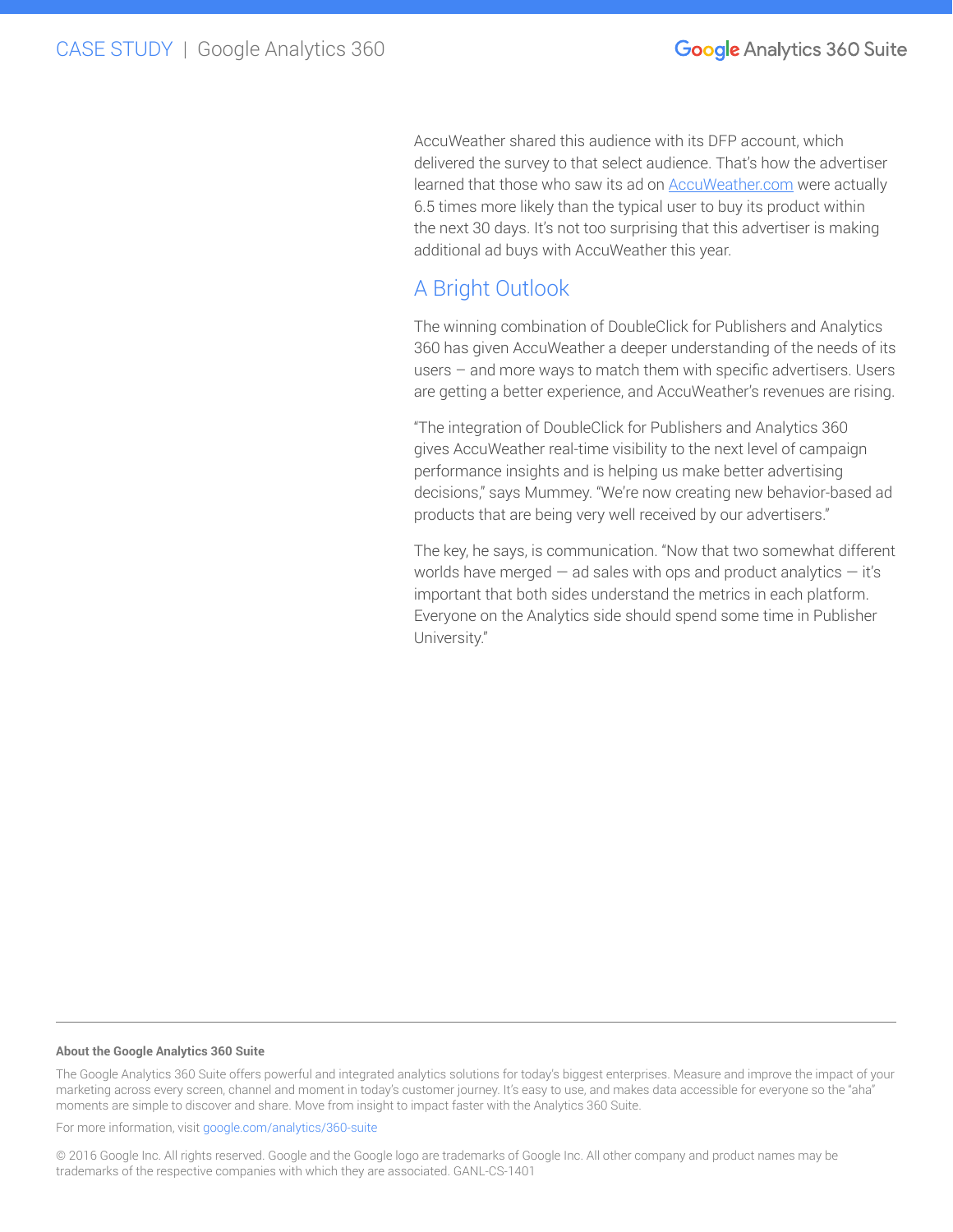AccuWeather shared this audience with its DFP account, which delivered the survey to that select audience. That's how the advertiser learned that those who saw its ad on AccuWeather.com were actually 6.5 times more likely than the typical user to buy its product within the next 30 days. It's not too surprising that this advertiser is making additional ad buys with AccuWeather this year.

## A Bright Outlook

The winning combination of DoubleClick for Publishers and Analytics 360 has given AccuWeather a deeper understanding of the needs of its users – and more ways to match them with specific advertisers. Users are getting a better experience, and AccuWeather's revenues are rising.

"The integration of DoubleClick for Publishers and Analytics 360 gives AccuWeather real-time visibility to the next level of campaign performance insights and is helping us make better advertising decisions," says Mummey. "We're now creating new behavior-based ad products that are being very well received by our advertisers."

The key, he says, is communication. "Now that two somewhat different worlds have merged — ad sales with ops and product analytics — it's important that both sides understand the metrics in each platform. Everyone on the Analytics side should spend some time in Publisher University."

---

**About the Google Analytics 360 Suite**

The Google Analytics 360 Suite offers powerful and integrated analytics solutions for today's biggest enterprises. Measure and improve the impact of your marketing across every screen, channel and moment in today's customer journey. It's easy to use, and makes data accessible for everyone so the "aha" moments are simple to discover and share. Move from insight to impact faster with the Analytics 360 Suite.

For more information, visit google.com/analytics/360-suite

© 2016 Google Inc. All rights reserved. Google and the Google logo are trademarks of Google Inc. All other company and product names may be trademarks of the respective companies with which they are associated. GANL-CS-1401